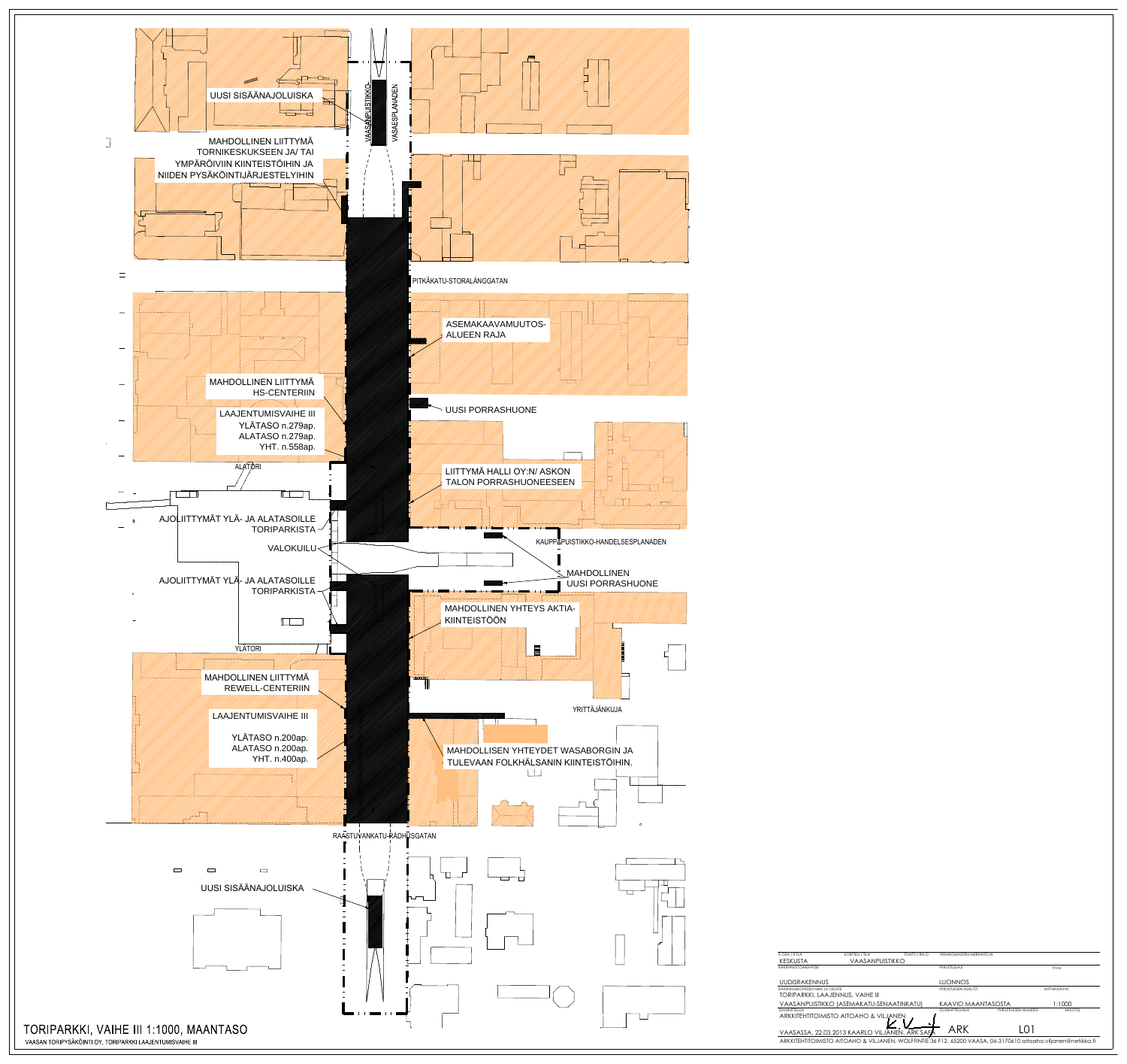UUSI SISÄÄNAJOLUISKA

MAHDOLLINEN LIITTYMÄ TORNIKESKUKSEEN JA/ TAI YMPÄRÖIVIIN KIINTEISTÖIHIN JA NIIDEN PYSÄKÖINTIJÄRJESTELYIHIN

VAASANPUISTIKKO

VAASAESPLANADEN

PITKÄKATU-STORALÅNGGATAN

ASEMAKAAVAMUUTOS-ALUEEN RAJA

MAHDOLLINEN LIITTYMÄ HS-CENTERIIN

UUSI PORRASHUONE

LAAJENTUMISVAIHE III
YLÄTASO n.279ap.
ALATASO n.279ap.
YHT. n.558ap.

ALATORI

LIITTYMÄ HALLI OY:N/ ASKON TALON PORRASHUONEESEEN

AJOLIITTYMÄT YLÄ- JA ALATASOILLE TORIPARKISTA

KAUPPAPUISTIKKO-HANDELSESPLANADEN

VALOKUILU

MAHDOLLINEN UUSI PORRASHUONE

AJOLIITTYMÄT YLÄ- JA ALATASOILLE TORIPARKISTA

MAHDOLLINEN YHTEYS AKTIA-KIINTEISTÖÖN

YLÄTORI

MAHDOLLINEN LIITTYMÄ REWELL-CENTERIIN

YRITTÄJÄNKUJA

LAAJENTUMISVAIHE III
YLÄTASO n.200ap.
ALATASO n.200ap.
YHT. n.400ap.

MAHDOLLISEN YHTEYDET WASABORGIN JA TULEVAAN FOLKHÄLSANIN KIINTEISTÖIHIN.

RAASTUVANKATU-RÅDHUSGATAN

UUSI SISÄÄNAJOLUISKA

# TORIPARKKI, VAIHE III 1:1000, MAANTASO

VAASAN TORIPYSÄKÖINTI OY, TORIPARKKI LAAJENTUMISVAIHE III

| | | |
|---|---|---|
| KOSA / KYLÄ: KESKUSTA | KORTTELI / TILA: VAASANPUISTIKKO | TONTTI / RN:O |
| RAKENNUSTOIMENPIDE: UUDISRAKENNUS | PIIRUSTUSLAJI: LUONNOS | PVM |
| RAKENNUSKOHTEEN NIMI JA OSOITE: TORIPARKKI, LAAJENNUS, VAIHE III | PIIRUSTUKSEN SISÄLTÖ: KAAVIO MAANTASOSTA | MITTAKAAVAT: 1:1000 |
| VAASANPUISTIKKO (ASEMAKATU-SENAATINKATU) | | |
| SUUNNITTELIJA: ARKKITEHTITOIMISTO AITOAHO & VILJANEN | SUUNNITTELUALA: ARK | PIIRUSTUKSEN NUMERO: L01 |
| VAASASSA, 22.03.2013 KAARLO VILJANEN, ARK SAFA | | |

ARKKITEHTITOIMISTO AITOAHO & VILJANEN, WOLFFINTIE 36 F12, 65200 VAASA, 06-3170610 aitoaho.viljanen@netikka.fi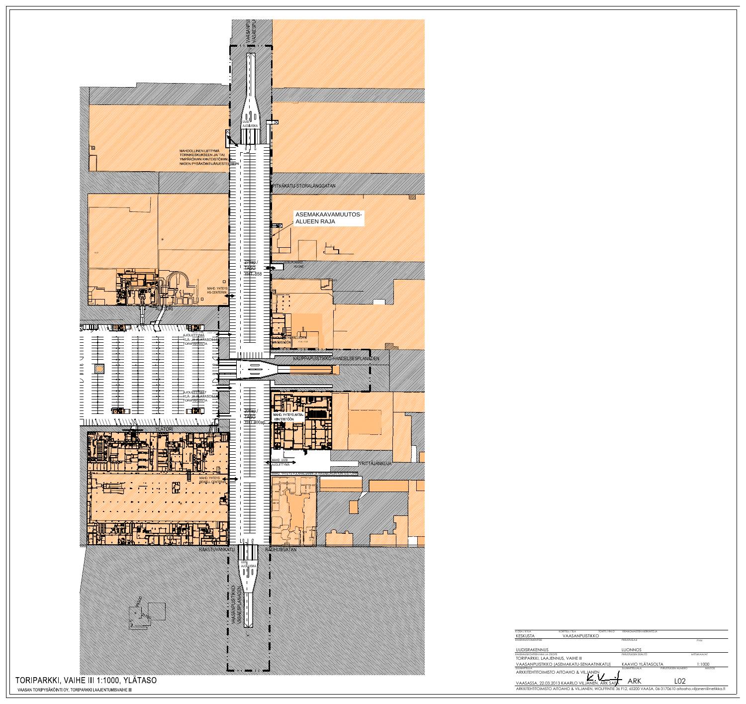ASEMAKAAVAMUUTOS-ALUEEN RAJA

UUSI AJOLUISKA

MAHDOLLINEN LIITTYMÄ TORNIKESKUKSEEN JA/TAI YMPÄRÖIVIIN KIINTEISTÖIHIN JA NIIDEN PYSÄKÖINTIJÄRJESTELYIHIN

PITKÄKATU-STORALÅNGGATAN

279ap / TASO YHT. 558

MAHD. YHTEYS HS-CENTERIIN

ALATORI

AJOLIITTYMÄ YLÄ- JA ALATASOILLE TORIPARKISTA

MAHD. YHTEYS ALLIAN KIINTEISTÖÖN

KAUPPAPUISTIKKO-HANDELSESPLANADEN

AJOLIITTYMÄT YLÄ- JA ALATASOILLE TORIPARKISTA

200ap / TASO YHT. 400ap

MAHD. YHTEYS AKTIA-KIINTEISTÖÖN

YLÄTORI

MAHD. UUSI AJOLIITTYMÄ

YRITTÄJÄNKUJA

MAHD. YHTEYS FOLKHALSANIN JA VAASABORGIN KIINTEISTÖIHIN

MAHD. YHTEYS SOKOS CENTERIIN

RAASTUVANKATU

RÅDHUSGATAN

UUSI AJOLUISKA

VAASANPUISTIKKO VASAESPLANADEN

# TORIPARKKI, VAIHE III 1:1000, YLÄTASO

VAASAN TORIPYSÄKÖINTI OY, TORIPARKKI LAAJENTUMISVAIHE III

| | | |
|---|---|---|
| KESKUSTA | VAASANPUISTIKKO | |
| UUDISRAKENNUS | LUONNOS | |
| TORIPARKKI, LAAJENNUS, VAIHE III | | |
| VAASANPUISTIKKO (ASEMAKATU-SENAATINKATU) | KAAVIO YLÄTASOLTA | 1:1000 |
| ARKKITEHTITOIMISTO AITOAHO & VILJANEN | | |
| VAASASSA, 22.03.2013 KAARLO VILJANEN, ARK SAFA | ARK | L02 |

ARKKITEHTITOIMISTO AITOAHO & VILJANEN, WOLFFINTIE 36 F12, 65200 VAASA, 06-3170610 aitoaho.viljanen@netikka.fi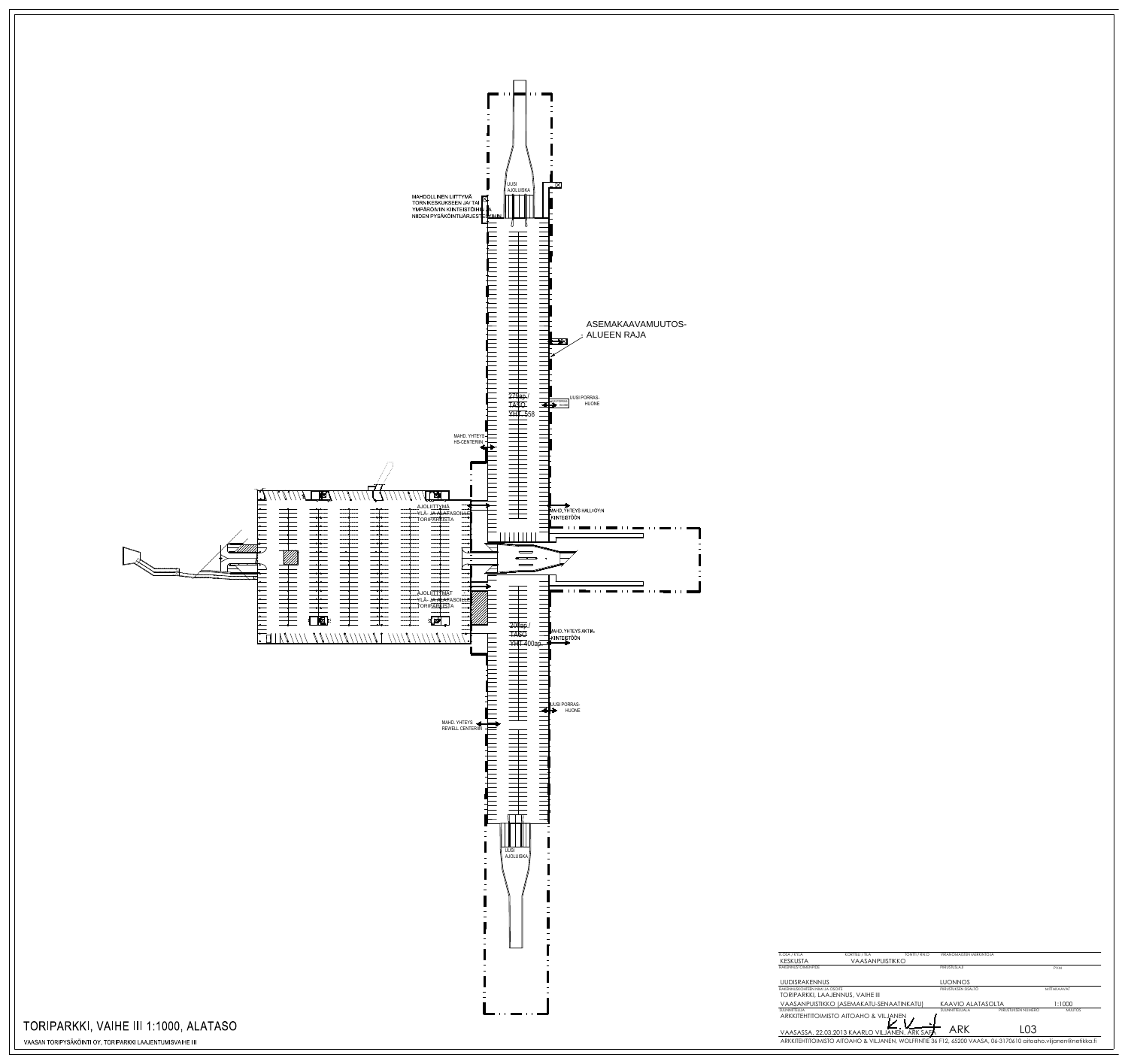UUSI AJOLUISKA

MAHDOLLINEN LIITTYMÄ TORNIKESKUKSEEN JA/ TAI YMPÄRÖIVIIN KIINTEISTÖIHIN JA NIIDEN PYSÄKÖINTIJÄRJESTELMIIN

ASEMAKAAVAMUUTOS-ALUEEN RAJA

279ap / TASO YHT. 558

UUSI PORRAS-HUONE

MAHD. YHTEYS HS-CENTERIIN

MAHD. YHTEYS HALLIOY:N KIINTEISTÖÖN

AJOLIITTYMÄ YLÄ- JA ALATASOILLE TORIPARKISTA

AJOLIITTYMÄT YLÄ- JA ALATASOILLE TORIPARKISTA

200ap / TASO YHT. 400ap

MAHD. YHTEYS AKTIA-KIINTEISTÖÖN

UUSI PORRAS-HUONE

MAHD. YHTEYS REWELL CENTERIIN

UUSI AJOLUISKA

| | | | |
|---|---|---|---|
| KESKUSTA | VAASANPUISTIKKO | | |
| UUDISRAKENNUS | | LUONNOS | |
| TORIPARKKI, LAAJENNUS, VAIHE III | | | |
| VAASANPUISTIKKO (ASEMAKATU-SENAATINKATU) | | KAAVIO ALATASOLTA | 1:1000 |
| ARKKITEHTITOIMISTO AITOAHO & VILJANEN | | | |
| VAASASSA, 22.03.2013 KAARLO VILJANEN, ARK SAFA | | ARK | L03 |

ARKKITEHTITOIMISTO AITOAHO & VILJANEN, WOLFFINTIE 36 F12, 65200 VAASA, 06-3170610 aitoaho.viljanen@netikka.fi

# TORIPARKKI, VAIHE III 1:1000, ALATASO

VAASAN TORIPYSÄKÖINTI OY, TORIPARKKI LAAJENTUMISVAIHE III